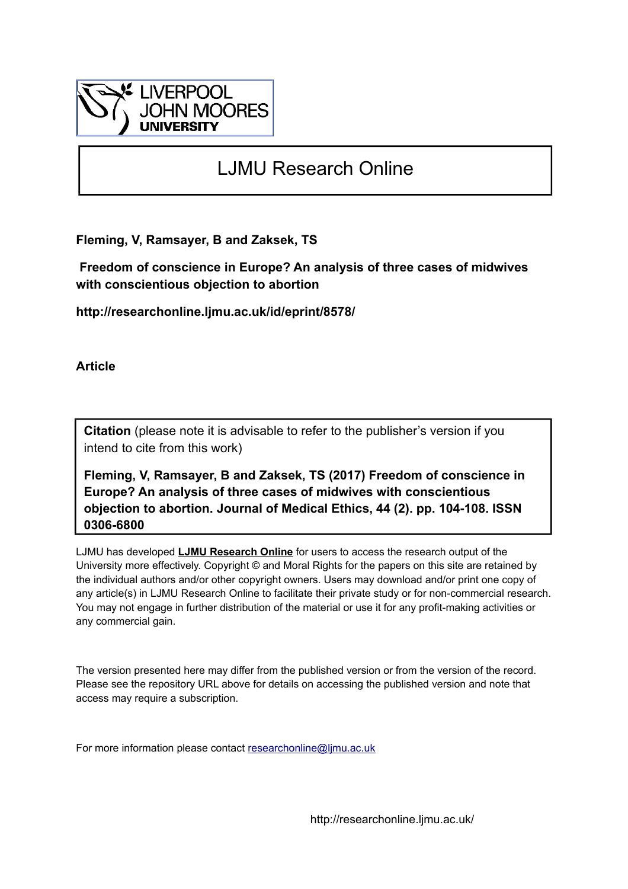# LJMU Research Online

**Fleming, V, Ramsayer, B and Zaksek, TS**

**Freedom of conscience in Europe? An analysis of three cases of midwives with conscientious objection to abortion**

**http://researchonline.ljmu.ac.uk/id/eprint/8578/**

**Article**

**Citation** (please note it is advisable to refer to the publisher's version if you intend to cite from this work)

**Fleming, V, Ramsayer, B and Zaksek, TS (2017) Freedom of conscience in Europe? An analysis of three cases of midwives with conscientious objection to abortion. Journal of Medical Ethics, 44 (2). pp. 104-108. ISSN 0306-6800**

LJMU has developed **LJMU Research Online** for users to access the research output of the University more effectively. Copyright © and Moral Rights for the papers on this site are retained by the individual authors and/or other copyright owners. Users may download and/or print one copy of any article(s) in LJMU Research Online to facilitate their private study or for non-commercial research. You may not engage in further distribution of the material or use it for any profit-making activities or any commercial gain.

The version presented here may differ from the published version or from the version of the record. Please see the repository URL above for details on accessing the published version and note that access may require a subscription.

For more information please contact researchonline@ljmu.ac.uk

http://researchonline.ljmu.ac.uk/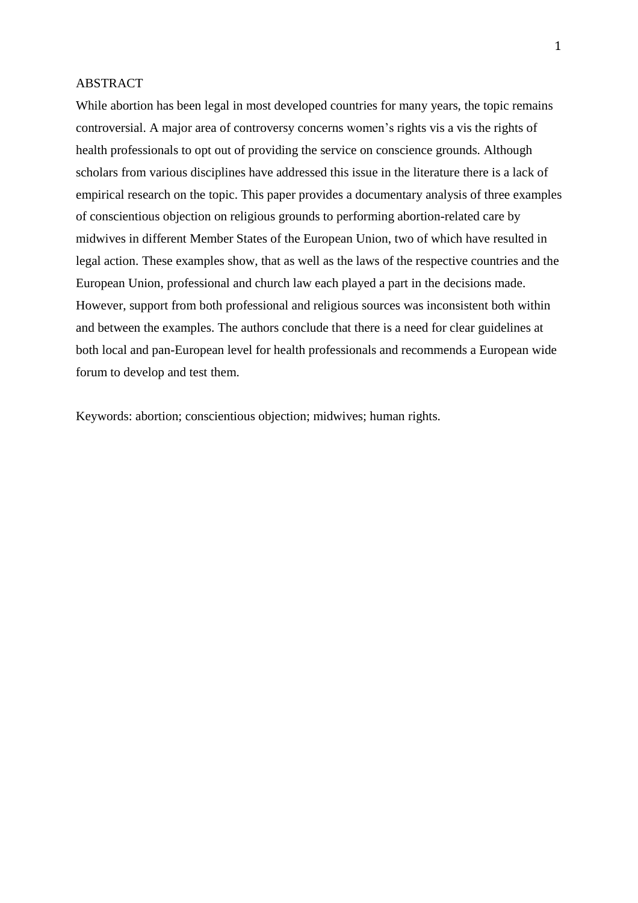## ABSTRACT

While abortion has been legal in most developed countries for many years, the topic remains controversial. A major area of controversy concerns women's rights vis a vis the rights of health professionals to opt out of providing the service on conscience grounds. Although scholars from various disciplines have addressed this issue in the literature there is a lack of empirical research on the topic. This paper provides a documentary analysis of three examples of conscientious objection on religious grounds to performing abortion-related care by midwives in different Member States of the European Union, two of which have resulted in legal action. These examples show, that as well as the laws of the respective countries and the European Union, professional and church law each played a part in the decisions made. However, support from both professional and religious sources was inconsistent both within and between the examples. The authors conclude that there is a need for clear guidelines at both local and pan-European level for health professionals and recommends a European wide forum to develop and test them.

Keywords: abortion; conscientious objection; midwives; human rights.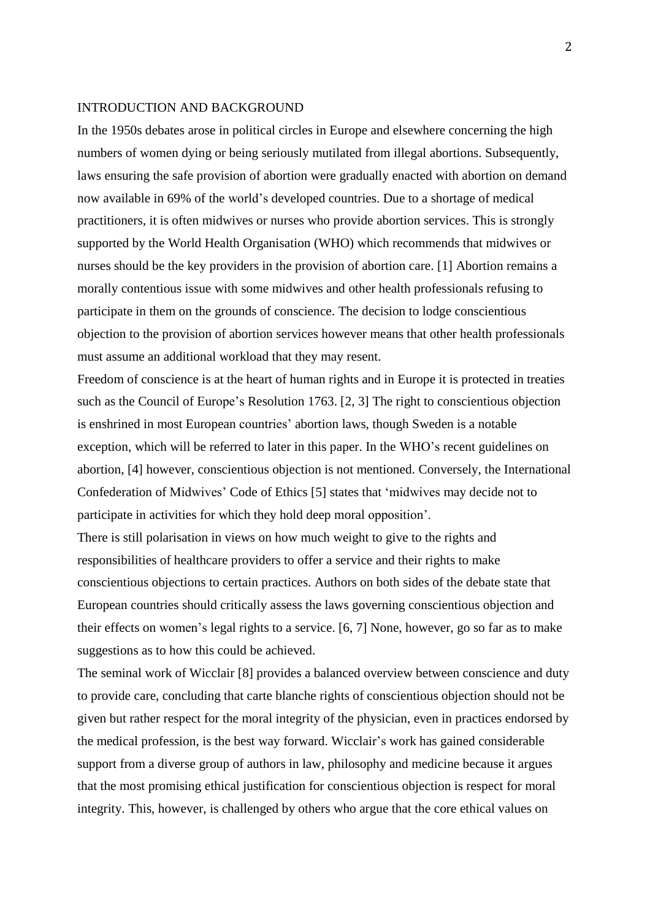## INTRODUCTION AND BACKGROUND

In the 1950s debates arose in political circles in Europe and elsewhere concerning the high numbers of women dying or being seriously mutilated from illegal abortions. Subsequently, laws ensuring the safe provision of abortion were gradually enacted with abortion on demand now available in 69% of the world's developed countries. Due to a shortage of medical practitioners, it is often midwives or nurses who provide abortion services. This is strongly supported by the World Health Organisation (WHO) which recommends that midwives or nurses should be the key providers in the provision of abortion care. [1] Abortion remains a morally contentious issue with some midwives and other health professionals refusing to participate in them on the grounds of conscience. The decision to lodge conscientious objection to the provision of abortion services however means that other health professionals must assume an additional workload that they may resent.

Freedom of conscience is at the heart of human rights and in Europe it is protected in treaties such as the Council of Europe's Resolution 1763. [2, 3] The right to conscientious objection is enshrined in most European countries' abortion laws, though Sweden is a notable exception, which will be referred to later in this paper. In the WHO's recent guidelines on abortion, [4] however, conscientious objection is not mentioned. Conversely, the International Confederation of Midwives' Code of Ethics [5] states that 'midwives may decide not to participate in activities for which they hold deep moral opposition'.

There is still polarisation in views on how much weight to give to the rights and responsibilities of healthcare providers to offer a service and their rights to make conscientious objections to certain practices. Authors on both sides of the debate state that European countries should critically assess the laws governing conscientious objection and their effects on women's legal rights to a service. [6, 7] None, however, go so far as to make suggestions as to how this could be achieved.

The seminal work of Wicclair [8] provides a balanced overview between conscience and duty to provide care, concluding that carte blanche rights of conscientious objection should not be given but rather respect for the moral integrity of the physician, even in practices endorsed by the medical profession, is the best way forward. Wicclair's work has gained considerable support from a diverse group of authors in law, philosophy and medicine because it argues that the most promising ethical justification for conscientious objection is respect for moral integrity. This, however, is challenged by others who argue that the core ethical values on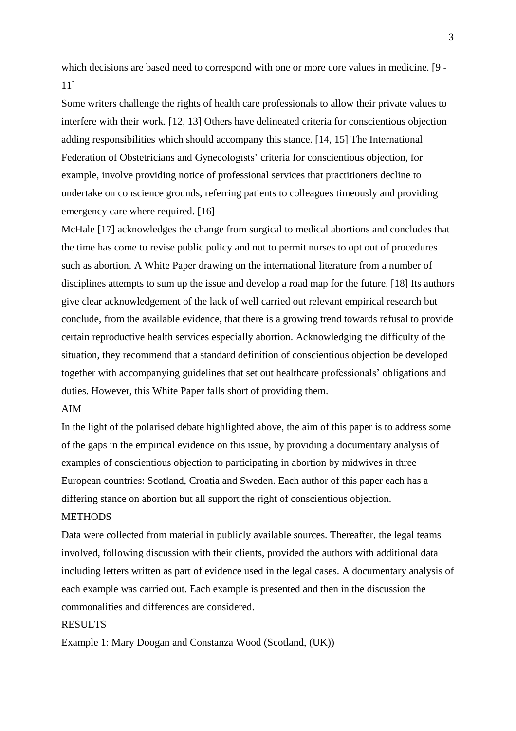which decisions are based need to correspond with one or more core values in medicine. [9 - 11]

Some writers challenge the rights of health care professionals to allow their private values to interfere with their work. [12, 13] Others have delineated criteria for conscientious objection adding responsibilities which should accompany this stance. [14, 15] The International Federation of Obstetricians and Gynecologists' criteria for conscientious objection, for example, involve providing notice of professional services that practitioners decline to undertake on conscience grounds, referring patients to colleagues timeously and providing emergency care where required. [16]

McHale [17] acknowledges the change from surgical to medical abortions and concludes that the time has come to revise public policy and not to permit nurses to opt out of procedures such as abortion. A White Paper drawing on the international literature from a number of disciplines attempts to sum up the issue and develop a road map for the future. [18] Its authors give clear acknowledgement of the lack of well carried out relevant empirical research but conclude, from the available evidence, that there is a growing trend towards refusal to provide certain reproductive health services especially abortion. Acknowledging the difficulty of the situation, they recommend that a standard definition of conscientious objection be developed together with accompanying guidelines that set out healthcare professionals' obligations and duties. However, this White Paper falls short of providing them.

## AIM

In the light of the polarised debate highlighted above, the aim of this paper is to address some of the gaps in the empirical evidence on this issue, by providing a documentary analysis of examples of conscientious objection to participating in abortion by midwives in three European countries: Scotland, Croatia and Sweden. Each author of this paper each has a differing stance on abortion but all support the right of conscientious objection.

## METHODS

Data were collected from material in publicly available sources. Thereafter, the legal teams involved, following discussion with their clients, provided the authors with additional data including letters written as part of evidence used in the legal cases. A documentary analysis of each example was carried out. Each example is presented and then in the discussion the commonalities and differences are considered.

## RESULTS

### Example 1: Mary Doogan and Constanza Wood (Scotland, (UK))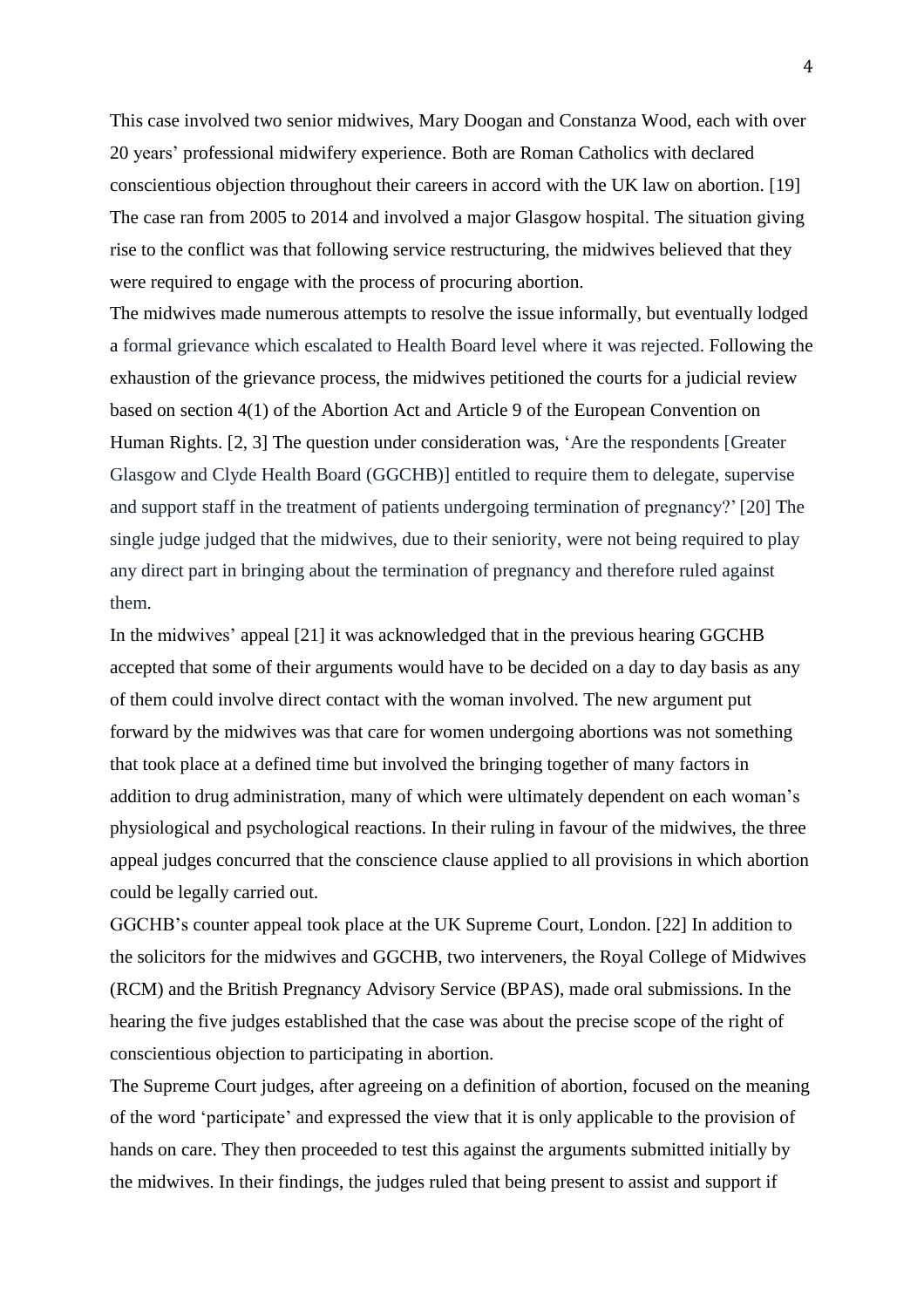This case involved two senior midwives, Mary Doogan and Constanza Wood, each with over 20 years' professional midwifery experience. Both are Roman Catholics with declared conscientious objection throughout their careers in accord with the UK law on abortion. [19] The case ran from 2005 to 2014 and involved a major Glasgow hospital. The situation giving rise to the conflict was that following service restructuring, the midwives believed that they were required to engage with the process of procuring abortion.

The midwives made numerous attempts to resolve the issue informally, but eventually lodged a formal grievance which escalated to Health Board level where it was rejected. Following the exhaustion of the grievance process, the midwives petitioned the courts for a judicial review based on section 4(1) of the Abortion Act and Article 9 of the European Convention on Human Rights. [2, 3] The question under consideration was, 'Are the respondents [Greater Glasgow and Clyde Health Board (GGCHB)] entitled to require them to delegate, supervise and support staff in the treatment of patients undergoing termination of pregnancy?' [20] The single judge judged that the midwives, due to their seniority, were not being required to play any direct part in bringing about the termination of pregnancy and therefore ruled against them.

In the midwives' appeal [21] it was acknowledged that in the previous hearing GGCHB accepted that some of their arguments would have to be decided on a day to day basis as any of them could involve direct contact with the woman involved. The new argument put forward by the midwives was that care for women undergoing abortions was not something that took place at a defined time but involved the bringing together of many factors in addition to drug administration, many of which were ultimately dependent on each woman's physiological and psychological reactions. In their ruling in favour of the midwives, the three appeal judges concurred that the conscience clause applied to all provisions in which abortion could be legally carried out.

GGCHB's counter appeal took place at the UK Supreme Court, London. [22] In addition to the solicitors for the midwives and GGCHB, two interveners, the Royal College of Midwives (RCM) and the British Pregnancy Advisory Service (BPAS), made oral submissions. In the hearing the five judges established that the case was about the precise scope of the right of conscientious objection to participating in abortion.

The Supreme Court judges, after agreeing on a definition of abortion, focused on the meaning of the word 'participate' and expressed the view that it is only applicable to the provision of hands on care. They then proceeded to test this against the arguments submitted initially by the midwives. In their findings, the judges ruled that being present to assist and support if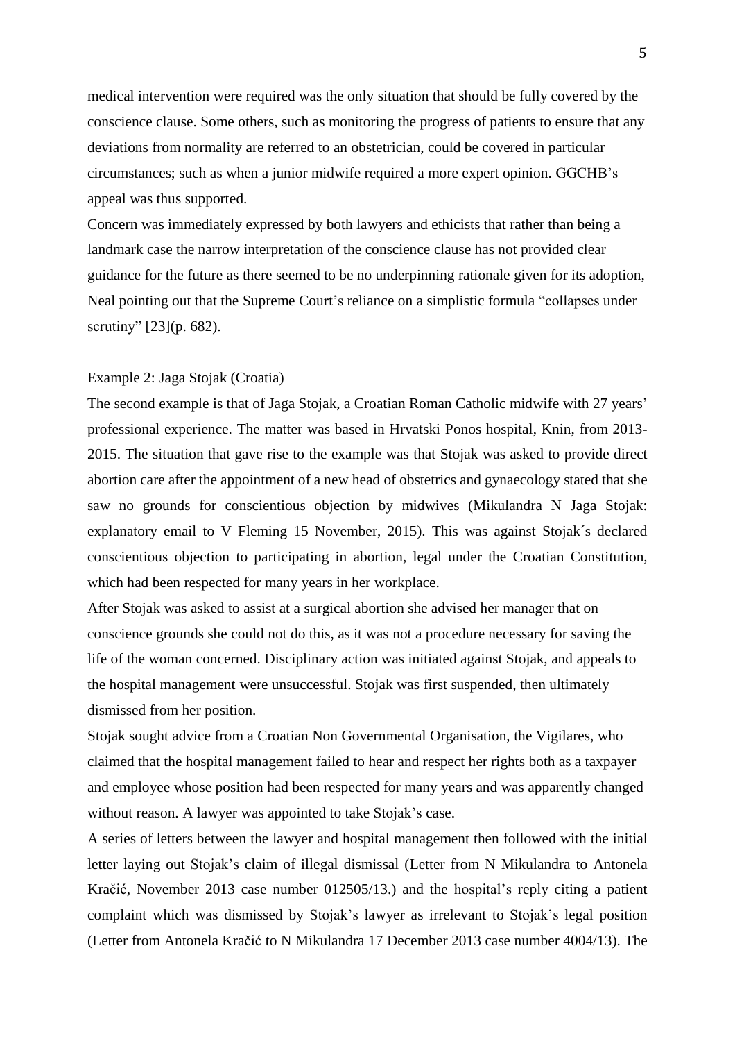medical intervention were required was the only situation that should be fully covered by the conscience clause. Some others, such as monitoring the progress of patients to ensure that any deviations from normality are referred to an obstetrician, could be covered in particular circumstances; such as when a junior midwife required a more expert opinion. GGCHB's appeal was thus supported.

Concern was immediately expressed by both lawyers and ethicists that rather than being a landmark case the narrow interpretation of the conscience clause has not provided clear guidance for the future as there seemed to be no underpinning rationale given for its adoption, Neal pointing out that the Supreme Court's reliance on a simplistic formula "collapses under scrutiny" [23](p. 682).

Example 2: Jaga Stojak (Croatia)

The second example is that of Jaga Stojak, a Croatian Roman Catholic midwife with 27 years' professional experience. The matter was based in Hrvatski Ponos hospital, Knin, from 2013-2015. The situation that gave rise to the example was that Stojak was asked to provide direct abortion care after the appointment of a new head of obstetrics and gynaecology stated that she saw no grounds for conscientious objection by midwives (Mikulandra N Jaga Stojak: explanatory email to V Fleming 15 November, 2015). This was against Stojak´s declared conscientious objection to participating in abortion, legal under the Croatian Constitution, which had been respected for many years in her workplace.

After Stojak was asked to assist at a surgical abortion she advised her manager that on conscience grounds she could not do this, as it was not a procedure necessary for saving the life of the woman concerned. Disciplinary action was initiated against Stojak, and appeals to the hospital management were unsuccessful. Stojak was first suspended, then ultimately dismissed from her position.

Stojak sought advice from a Croatian Non Governmental Organisation, the Vigilares, who claimed that the hospital management failed to hear and respect her rights both as a taxpayer and employee whose position had been respected for many years and was apparently changed without reason. A lawyer was appointed to take Stojak's case.

A series of letters between the lawyer and hospital management then followed with the initial letter laying out Stojak's claim of illegal dismissal (Letter from N Mikulandra to Antonela Kračić, November 2013 case number 012505/13.) and the hospital's reply citing a patient complaint which was dismissed by Stojak's lawyer as irrelevant to Stojak's legal position (Letter from Antonela Kračić to N Mikulandra 17 December 2013 case number 4004/13). The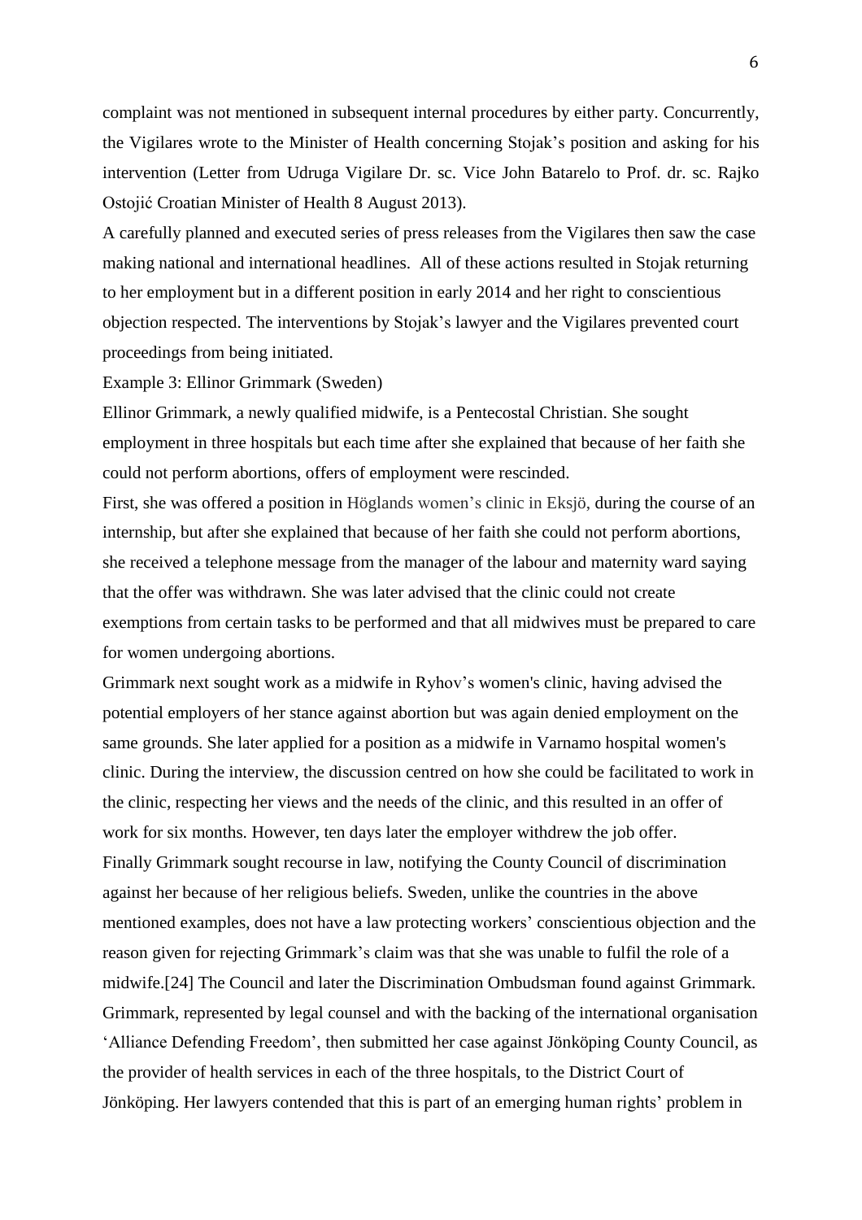complaint was not mentioned in subsequent internal procedures by either party. Concurrently, the Vigilares wrote to the Minister of Health concerning Stojak's position and asking for his intervention (Letter from Udruga Vigilare Dr. sc. Vice John Batarelo to Prof. dr. sc. Rajko Ostojić Croatian Minister of Health 8 August 2013).

A carefully planned and executed series of press releases from the Vigilares then saw the case making national and international headlines. All of these actions resulted in Stojak returning to her employment but in a different position in early 2014 and her right to conscientious objection respected. The interventions by Stojak's lawyer and the Vigilares prevented court proceedings from being initiated.

Example 3: Ellinor Grimmark (Sweden)

Ellinor Grimmark, a newly qualified midwife, is a Pentecostal Christian. She sought employment in three hospitals but each time after she explained that because of her faith she could not perform abortions, offers of employment were rescinded.

First, she was offered a position in Höglands women's clinic in Eksjö, during the course of an internship, but after she explained that because of her faith she could not perform abortions, she received a telephone message from the manager of the labour and maternity ward saying that the offer was withdrawn. She was later advised that the clinic could not create exemptions from certain tasks to be performed and that all midwives must be prepared to care for women undergoing abortions.

Grimmark next sought work as a midwife in Ryhov's women's clinic, having advised the potential employers of her stance against abortion but was again denied employment on the same grounds. She later applied for a position as a midwife in Varnamo hospital women's clinic. During the interview, the discussion centred on how she could be facilitated to work in the clinic, respecting her views and the needs of the clinic, and this resulted in an offer of work for six months. However, ten days later the employer withdrew the job offer.

Finally Grimmark sought recourse in law, notifying the County Council of discrimination against her because of her religious beliefs. Sweden, unlike the countries in the above mentioned examples, does not have a law protecting workers' conscientious objection and the reason given for rejecting Grimmark's claim was that she was unable to fulfil the role of a midwife.[24] The Council and later the Discrimination Ombudsman found against Grimmark. Grimmark, represented by legal counsel and with the backing of the international organisation 'Alliance Defending Freedom', then submitted her case against Jönköping County Council, as the provider of health services in each of the three hospitals, to the District Court of Jönköping. Her lawyers contended that this is part of an emerging human rights' problem in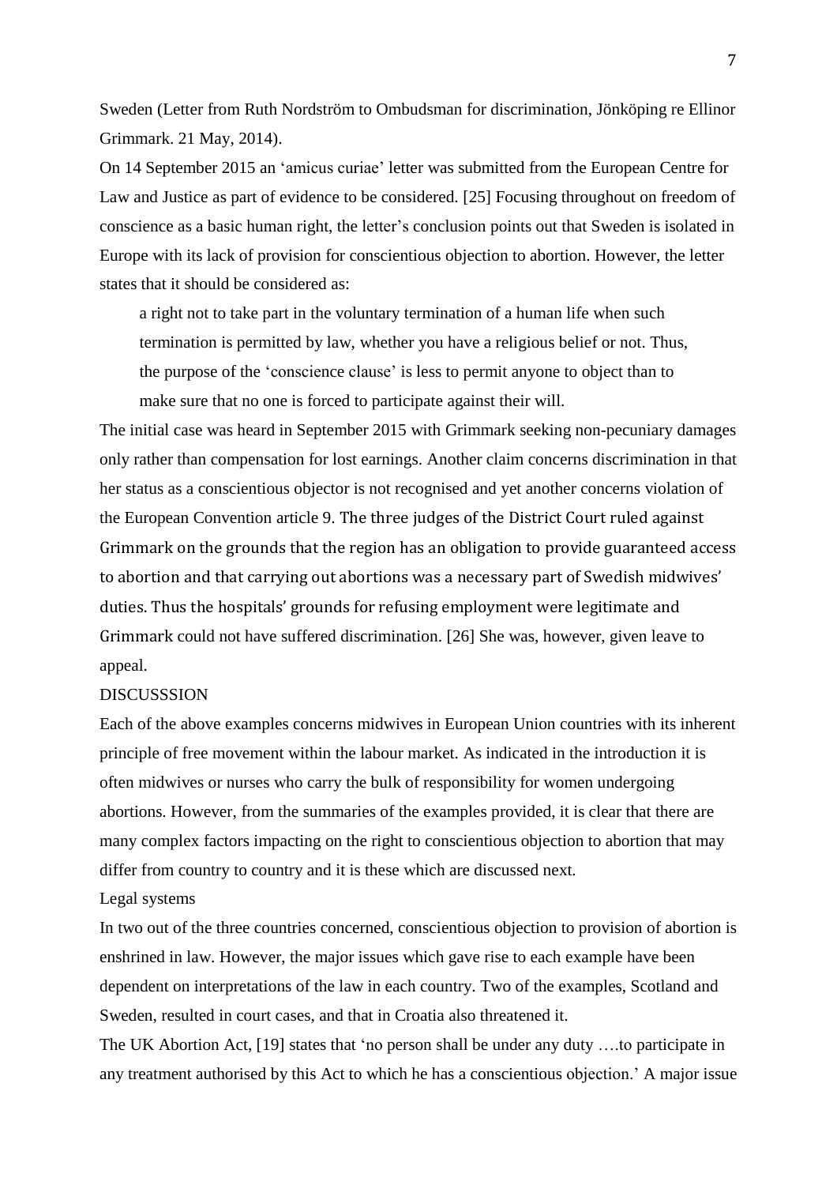Sweden (Letter from Ruth Nordström to Ombudsman for discrimination, Jönköping re Ellinor Grimmark. 21 May, 2014).

On 14 September 2015 an 'amicus curiae' letter was submitted from the European Centre for Law and Justice as part of evidence to be considered. [25] Focusing throughout on freedom of conscience as a basic human right, the letter's conclusion points out that Sweden is isolated in Europe with its lack of provision for conscientious objection to abortion. However, the letter states that it should be considered as:

> a right not to take part in the voluntary termination of a human life when such termination is permitted by law, whether you have a religious belief or not. Thus, the purpose of the 'conscience clause' is less to permit anyone to object than to make sure that no one is forced to participate against their will.

The initial case was heard in September 2015 with Grimmark seeking non-pecuniary damages only rather than compensation for lost earnings. Another claim concerns discrimination in that her status as a conscientious objector is not recognised and yet another concerns violation of the European Convention article 9. The three judges of the District Court ruled against Grimmark on the grounds that the region has an obligation to provide guaranteed access to abortion and that carrying out abortions was a necessary part of Swedish midwives' duties. Thus the hospitals' grounds for refusing employment were legitimate and Grimmark could not have suffered discrimination. [26] She was, however, given leave to appeal.

## DISCUSSSION

Each of the above examples concerns midwives in European Union countries with its inherent principle of free movement within the labour market. As indicated in the introduction it is often midwives or nurses who carry the bulk of responsibility for women undergoing abortions. However, from the summaries of the examples provided, it is clear that there are many complex factors impacting on the right to conscientious objection to abortion that may differ from country to country and it is these which are discussed next.

### Legal systems

In two out of the three countries concerned, conscientious objection to provision of abortion is enshrined in law. However, the major issues which gave rise to each example have been dependent on interpretations of the law in each country. Two of the examples, Scotland and Sweden, resulted in court cases, and that in Croatia also threatened it.

The UK Abortion Act, [19] states that 'no person shall be under any duty ….to participate in any treatment authorised by this Act to which he has a conscientious objection.' A major issue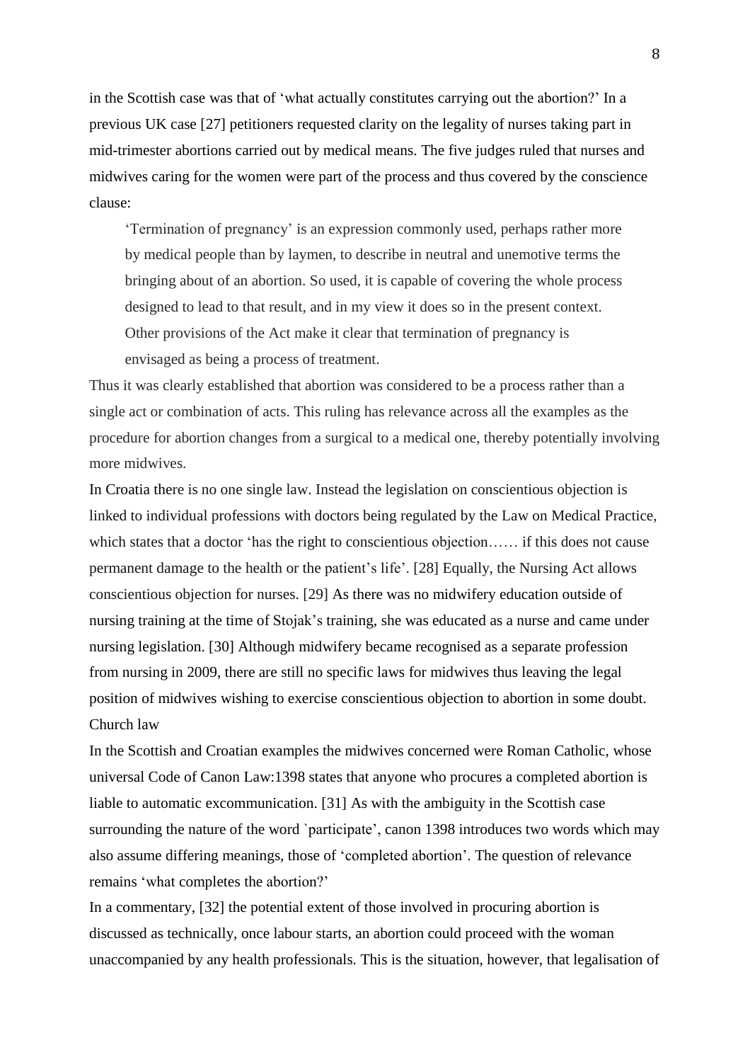in the Scottish case was that of 'what actually constitutes carrying out the abortion?' In a previous UK case [27] petitioners requested clarity on the legality of nurses taking part in mid-trimester abortions carried out by medical means. The five judges ruled that nurses and midwives caring for the women were part of the process and thus covered by the conscience clause:

> 'Termination of pregnancy' is an expression commonly used, perhaps rather more by medical people than by laymen, to describe in neutral and unemotive terms the bringing about of an abortion. So used, it is capable of covering the whole process designed to lead to that result, and in my view it does so in the present context. Other provisions of the Act make it clear that termination of pregnancy is envisaged as being a process of treatment.

Thus it was clearly established that abortion was considered to be a process rather than a single act or combination of acts. This ruling has relevance across all the examples as the procedure for abortion changes from a surgical to a medical one, thereby potentially involving more midwives.

In Croatia there is no one single law. Instead the legislation on conscientious objection is linked to individual professions with doctors being regulated by the Law on Medical Practice, which states that a doctor 'has the right to conscientious objection…… if this does not cause permanent damage to the health or the patient's life'. [28] Equally, the Nursing Act allows conscientious objection for nurses. [29] As there was no midwifery education outside of nursing training at the time of Stojak's training, she was educated as a nurse and came under nursing legislation. [30] Although midwifery became recognised as a separate profession from nursing in 2009, there are still no specific laws for midwives thus leaving the legal position of midwives wishing to exercise conscientious objection to abortion in some doubt.

## Church law

In the Scottish and Croatian examples the midwives concerned were Roman Catholic, whose universal Code of Canon Law:1398 states that anyone who procures a completed abortion is liable to automatic excommunication. [31] As with the ambiguity in the Scottish case surrounding the nature of the word `participate', canon 1398 introduces two words which may also assume differing meanings, those of 'completed abortion'. The question of relevance remains 'what completes the abortion?'

In a commentary, [32] the potential extent of those involved in procuring abortion is discussed as technically, once labour starts, an abortion could proceed with the woman unaccompanied by any health professionals. This is the situation, however, that legalisation of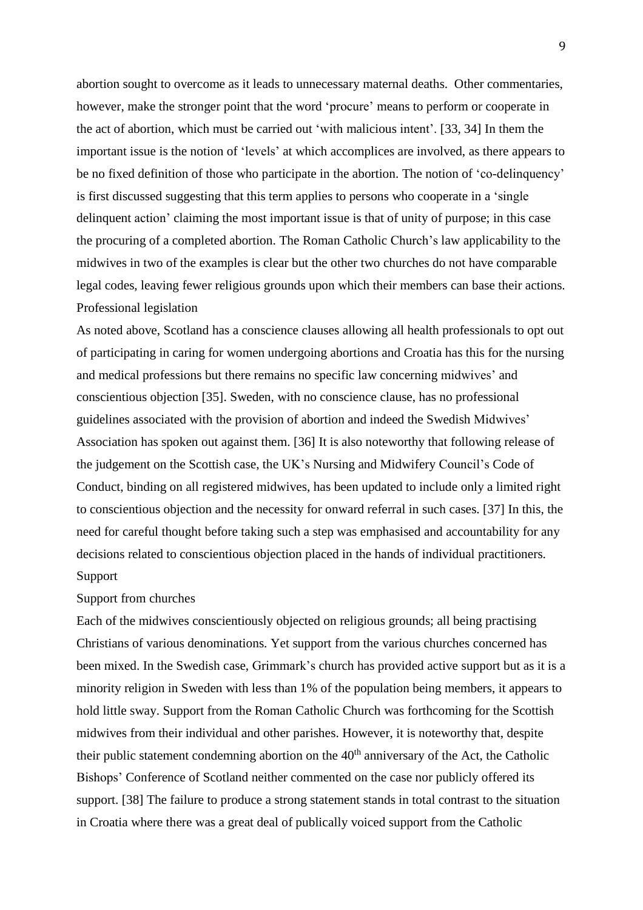abortion sought to overcome as it leads to unnecessary maternal deaths. Other commentaries, however, make the stronger point that the word 'procure' means to perform or cooperate in the act of abortion, which must be carried out 'with malicious intent'. [33, 34] In them the important issue is the notion of 'levels' at which accomplices are involved, as there appears to be no fixed definition of those who participate in the abortion. The notion of 'co-delinquency' is first discussed suggesting that this term applies to persons who cooperate in a 'single delinquent action' claiming the most important issue is that of unity of purpose; in this case the procuring of a completed abortion. The Roman Catholic Church's law applicability to the midwives in two of the examples is clear but the other two churches do not have comparable legal codes, leaving fewer religious grounds upon which their members can base their actions.

## Professional legislation

As noted above, Scotland has a conscience clauses allowing all health professionals to opt out of participating in caring for women undergoing abortions and Croatia has this for the nursing and medical professions but there remains no specific law concerning midwives' and conscientious objection [35]. Sweden, with no conscience clause, has no professional guidelines associated with the provision of abortion and indeed the Swedish Midwives' Association has spoken out against them. [36] It is also noteworthy that following release of the judgement on the Scottish case, the UK's Nursing and Midwifery Council's Code of Conduct, binding on all registered midwives, has been updated to include only a limited right to conscientious objection and the necessity for onward referral in such cases. [37] In this, the need for careful thought before taking such a step was emphasised and accountability for any decisions related to conscientious objection placed in the hands of individual practitioners.

## Support

### Support from churches

Each of the midwives conscientiously objected on religious grounds; all being practising Christians of various denominations. Yet support from the various churches concerned has been mixed. In the Swedish case, Grimmark's church has provided active support but as it is a minority religion in Sweden with less than 1% of the population being members, it appears to hold little sway. Support from the Roman Catholic Church was forthcoming for the Scottish midwives from their individual and other parishes. However, it is noteworthy that, despite their public statement condemning abortion on the 40th anniversary of the Act, the Catholic Bishops' Conference of Scotland neither commented on the case nor publicly offered its support. [38] The failure to produce a strong statement stands in total contrast to the situation in Croatia where there was a great deal of publically voiced support from the Catholic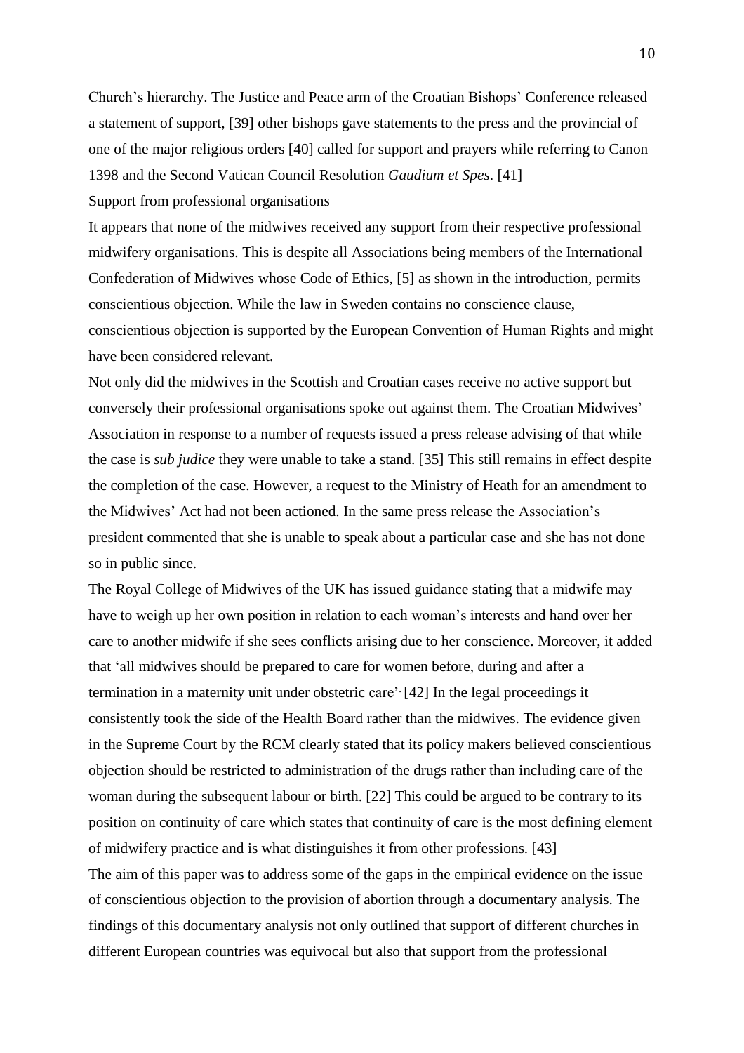Church's hierarchy. The Justice and Peace arm of the Croatian Bishops' Conference released a statement of support, [39] other bishops gave statements to the press and the provincial of one of the major religious orders [40] called for support and prayers while referring to Canon 1398 and the Second Vatican Council Resolution *Gaudium et Spes*. [41]

### Support from professional organisations

It appears that none of the midwives received any support from their respective professional midwifery organisations. This is despite all Associations being members of the International Confederation of Midwives whose Code of Ethics, [5] as shown in the introduction, permits conscientious objection. While the law in Sweden contains no conscience clause, conscientious objection is supported by the European Convention of Human Rights and might have been considered relevant.

Not only did the midwives in the Scottish and Croatian cases receive no active support but conversely their professional organisations spoke out against them. The Croatian Midwives' Association in response to a number of requests issued a press release advising of that while the case is *sub judice* they were unable to take a stand. [35] This still remains in effect despite the completion of the case. However, a request to the Ministry of Heath for an amendment to the Midwives' Act had not been actioned. In the same press release the Association's president commented that she is unable to speak about a particular case and she has not done so in public since.

The Royal College of Midwives of the UK has issued guidance stating that a midwife may have to weigh up her own position in relation to each woman's interests and hand over her care to another midwife if she sees conflicts arising due to her conscience. Moreover, it added that 'all midwives should be prepared to care for women before, during and after a termination in a maternity unit under obstetric care'. [42] In the legal proceedings it consistently took the side of the Health Board rather than the midwives. The evidence given in the Supreme Court by the RCM clearly stated that its policy makers believed conscientious objection should be restricted to administration of the drugs rather than including care of the woman during the subsequent labour or birth. [22] This could be argued to be contrary to its position on continuity of care which states that continuity of care is the most defining element of midwifery practice and is what distinguishes it from other professions. [43]

The aim of this paper was to address some of the gaps in the empirical evidence on the issue of conscientious objection to the provision of abortion through a documentary analysis. The findings of this documentary analysis not only outlined that support of different churches in different European countries was equivocal but also that support from the professional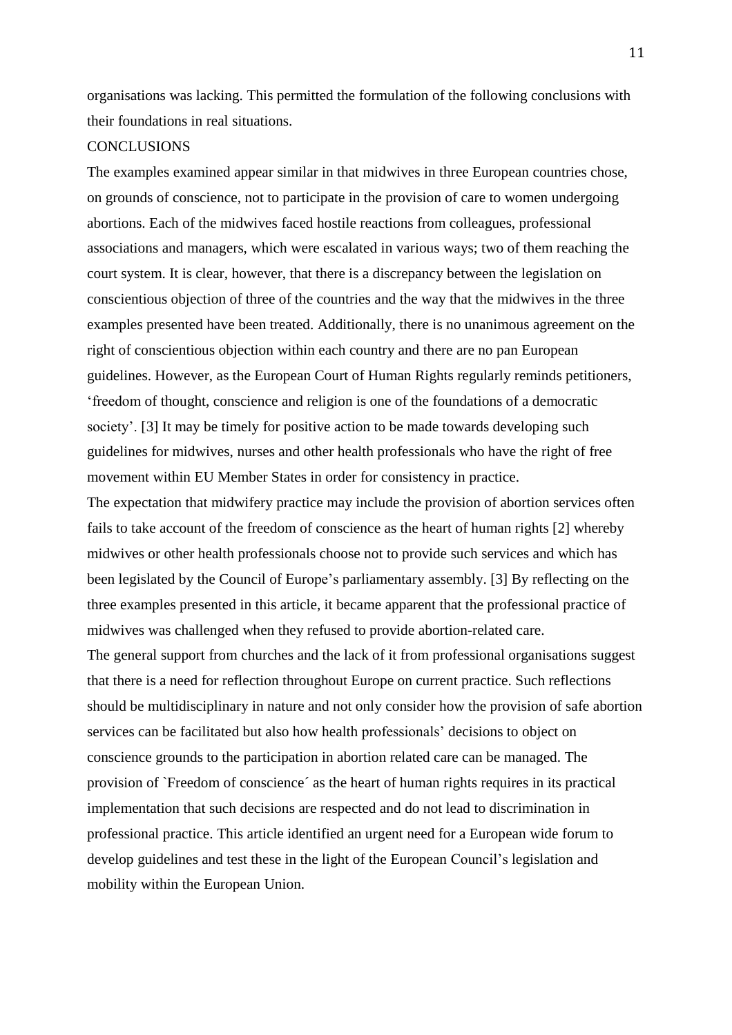organisations was lacking. This permitted the formulation of the following conclusions with their foundations in real situations.

## CONCLUSIONS

The examples examined appear similar in that midwives in three European countries chose, on grounds of conscience, not to participate in the provision of care to women undergoing abortions. Each of the midwives faced hostile reactions from colleagues, professional associations and managers, which were escalated in various ways; two of them reaching the court system. It is clear, however, that there is a discrepancy between the legislation on conscientious objection of three of the countries and the way that the midwives in the three examples presented have been treated. Additionally, there is no unanimous agreement on the right of conscientious objection within each country and there are no pan European guidelines. However, as the European Court of Human Rights regularly reminds petitioners, 'freedom of thought, conscience and religion is one of the foundations of a democratic society'. [3] It may be timely for positive action to be made towards developing such guidelines for midwives, nurses and other health professionals who have the right of free movement within EU Member States in order for consistency in practice.

The expectation that midwifery practice may include the provision of abortion services often fails to take account of the freedom of conscience as the heart of human rights [2] whereby midwives or other health professionals choose not to provide such services and which has been legislated by the Council of Europe's parliamentary assembly. [3] By reflecting on the three examples presented in this article, it became apparent that the professional practice of midwives was challenged when they refused to provide abortion-related care.

The general support from churches and the lack of it from professional organisations suggest that there is a need for reflection throughout Europe on current practice. Such reflections should be multidisciplinary in nature and not only consider how the provision of safe abortion services can be facilitated but also how health professionals' decisions to object on conscience grounds to the participation in abortion related care can be managed. The provision of `Freedom of conscience´ as the heart of human rights requires in its practical implementation that such decisions are respected and do not lead to discrimination in professional practice. This article identified an urgent need for a European wide forum to develop guidelines and test these in the light of the European Council's legislation and mobility within the European Union.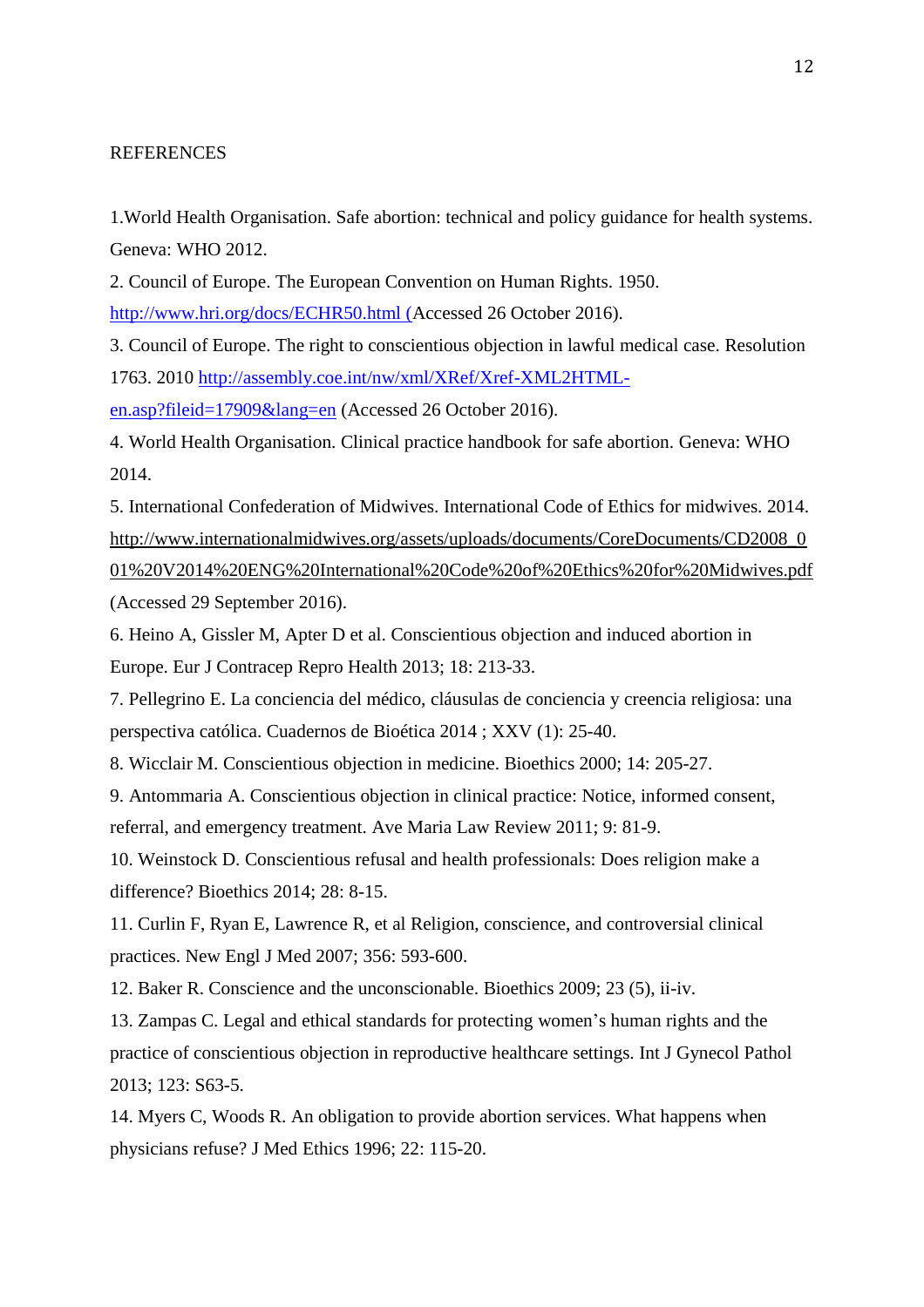REFERENCES

1.World Health Organisation. Safe abortion: technical and policy guidance for health systems. Geneva: WHO 2012.

2. Council of Europe. The European Convention on Human Rights. 1950. http://www.hri.org/docs/ECHR50.html (Accessed 26 October 2016).

3. Council of Europe. The right to conscientious objection in lawful medical case. Resolution 1763. 2010 http://assembly.coe.int/nw/xml/XRef/Xref-XML2HTML-en.asp?fileid=17909&lang=en (Accessed 26 October 2016).

4. World Health Organisation. Clinical practice handbook for safe abortion. Geneva: WHO 2014.

5. International Confederation of Midwives. International Code of Ethics for midwives. 2014. http://www.internationalmidwives.org/assets/uploads/documents/CoreDocuments/CD2008_001%20V2014%20ENG%20International%20Code%20of%20Ethics%20for%20Midwives.pdf (Accessed 29 September 2016).

6. Heino A, Gissler M, Apter D et al. Conscientious objection and induced abortion in Europe. Eur J Contracep Repro Health 2013; 18: 213-33.

7. Pellegrino E. La conciencia del médico, cláusulas de conciencia y creencia religiosa: una perspectiva católica. Cuadernos de Bioética 2014 ; XXV (1): 25-40.

8. Wicclair M. Conscientious objection in medicine. Bioethics 2000; 14: 205-27.

9. Antommaria A. Conscientious objection in clinical practice: Notice, informed consent, referral, and emergency treatment. Ave Maria Law Review 2011; 9: 81-9.

10. Weinstock D. Conscientious refusal and health professionals: Does religion make a difference? Bioethics 2014; 28: 8-15.

11. Curlin F, Ryan E, Lawrence R, et al Religion, conscience, and controversial clinical practices. New Engl J Med 2007; 356: 593-600.

12. Baker R. Conscience and the unconscionable. Bioethics 2009; 23 (5), ii-iv.

13. Zampas C. Legal and ethical standards for protecting women's human rights and the practice of conscientious objection in reproductive healthcare settings. Int J Gynecol Pathol 2013; 123: S63-5.

14. Myers C, Woods R. An obligation to provide abortion services. What happens when physicians refuse? J Med Ethics 1996; 22: 115-20.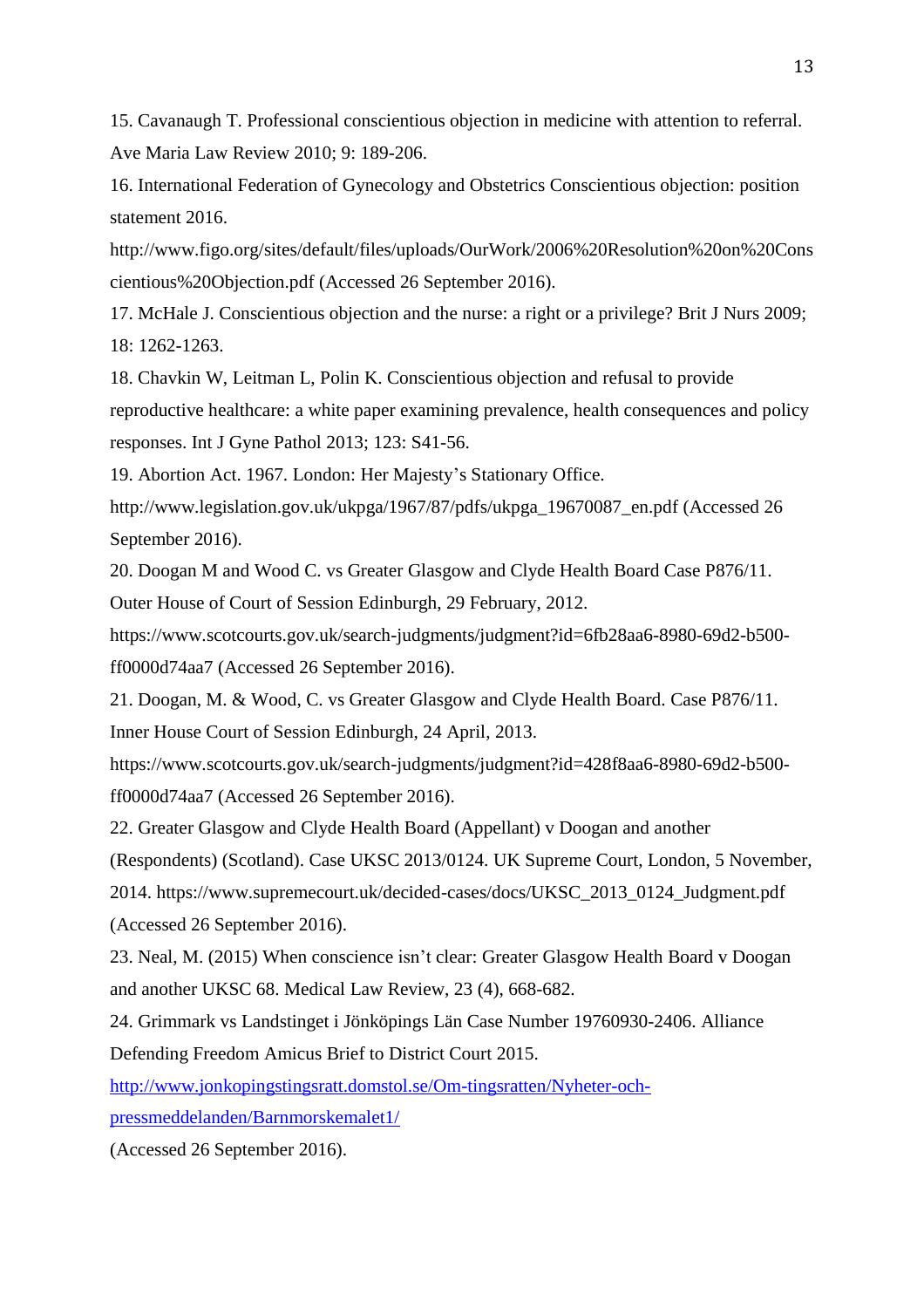15. Cavanaugh T. Professional conscientious objection in medicine with attention to referral. Ave Maria Law Review 2010; 9: 189-206.

16. International Federation of Gynecology and Obstetrics Conscientious objection: position statement 2016. http://www.figo.org/sites/default/files/uploads/OurWork/2006%20Resolution%20on%20Conscientious%20Objection.pdf (Accessed 26 September 2016).

17. McHale J. Conscientious objection and the nurse: a right or a privilege? Brit J Nurs 2009; 18: 1262-1263.

18. Chavkin W, Leitman L, Polin K. Conscientious objection and refusal to provide reproductive healthcare: a white paper examining prevalence, health consequences and policy responses. Int J Gyne Pathol 2013; 123: S41-56.

19. Abortion Act. 1967. London: Her Majesty's Stationary Office. http://www.legislation.gov.uk/ukpga/1967/87/pdfs/ukpga_19670087_en.pdf (Accessed 26 September 2016).

20. Doogan M and Wood C. vs Greater Glasgow and Clyde Health Board Case P876/11. Outer House of Court of Session Edinburgh, 29 February, 2012. https://www.scotcourts.gov.uk/search-judgments/judgment?id=6fb28aa6-8980-69d2-b500-ff0000d74aa7 (Accessed 26 September 2016).

21. Doogan, M. & Wood, C. vs Greater Glasgow and Clyde Health Board. Case P876/11. Inner House Court of Session Edinburgh, 24 April, 2013. https://www.scotcourts.gov.uk/search-judgments/judgment?id=428f8aa6-8980-69d2-b500-ff0000d74aa7 (Accessed 26 September 2016).

22. Greater Glasgow and Clyde Health Board (Appellant) v Doogan and another (Respondents) (Scotland). Case UKSC 2013/0124. UK Supreme Court, London, 5 November, 2014. https://www.supremecourt.uk/decided-cases/docs/UKSC_2013_0124_Judgment.pdf (Accessed 26 September 2016).

23. Neal, M. (2015) When conscience isn't clear: Greater Glasgow Health Board v Doogan and another UKSC 68. Medical Law Review, 23 (4), 668-682.

24. Grimmark vs Landstinget i Jönköpings Län Case Number 19760930-2406. Alliance Defending Freedom Amicus Brief to District Court 2015. [http://www.jonkopingstingsratt.domstol.se/Om-tingsratten/Nyheter-och-pressmeddelanden/Barnmorskemalet1/](http://www.jonkopingstingsratt.domstol.se/Om-tingsratten/Nyheter-och-pressmeddelanden/Barnmorskemalet1/) (Accessed 26 September 2016).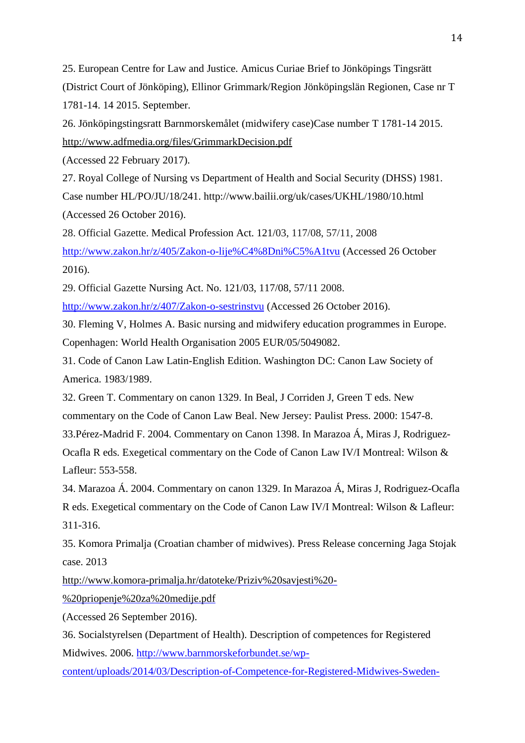25. European Centre for Law and Justice. Amicus Curiae Brief to Jönköpings Tingsrätt (District Court of Jönköping), Ellinor Grimmark/Region Jönköpingslän Regionen, Case nr T 1781-14. 14 2015. September.

26. Jönköpingstingsratt Barnmorskemålet (midwifery case)Case number T 1781-14 2015. http://www.adfmedia.org/files/GrimmarkDecision.pdf (Accessed 22 February 2017).

27. Royal College of Nursing vs Department of Health and Social Security (DHSS) 1981. Case number HL/PO/JU/18/241. http://www.bailii.org/uk/cases/UKHL/1980/10.html (Accessed 26 October 2016).

28. Official Gazette. Medical Profession Act. 121/03, 117/08, 57/11, 2008 http://www.zakon.hr/z/405/Zakon-o-lije%C4%8Dni%C5%A1tvu (Accessed 26 October 2016).

29. Official Gazette Nursing Act. No. 121/03, 117/08, 57/11 2008. http://www.zakon.hr/z/407/Zakon-o-sestrinstvu (Accessed 26 October 2016).

30. Fleming V, Holmes A. Basic nursing and midwifery education programmes in Europe. Copenhagen: World Health Organisation 2005 EUR/05/5049082.

31. Code of Canon Law Latin-English Edition. Washington DC: Canon Law Society of America. 1983/1989.

32. Green T. Commentary on canon 1329. In Beal, J Corriden J, Green T eds. New commentary on the Code of Canon Law Beal. New Jersey: Paulist Press. 2000: 1547-8.

33.Pérez-Madrid F. 2004. Commentary on Canon 1398. In Marazoa Á, Miras J, Rodriguez-Ocafla R eds. Exegetical commentary on the Code of Canon Law IV/I Montreal: Wilson & Lafleur: 553-558.

34. Marazoa Á. 2004. Commentary on canon 1329. In Marazoa Á, Miras J, Rodriguez-Ocafla R eds. Exegetical commentary on the Code of Canon Law IV/I Montreal: Wilson & Lafleur: 311-316.

35. Komora Primalja (Croatian chamber of midwives). Press Release concerning Jaga Stojak case. 2013 http://www.komora-primalja.hr/datoteke/Priziv%20savjesti%20-%20priopenje%20za%20medije.pdf (Accessed 26 September 2016).

36. Socialstyrelsen (Department of Health). Description of competences for Registered Midwives. 2006. http://www.barnmorskeforbundet.se/wp-content/uploads/2014/03/Description-of-Competence-for-Registered-Midwives-Sweden-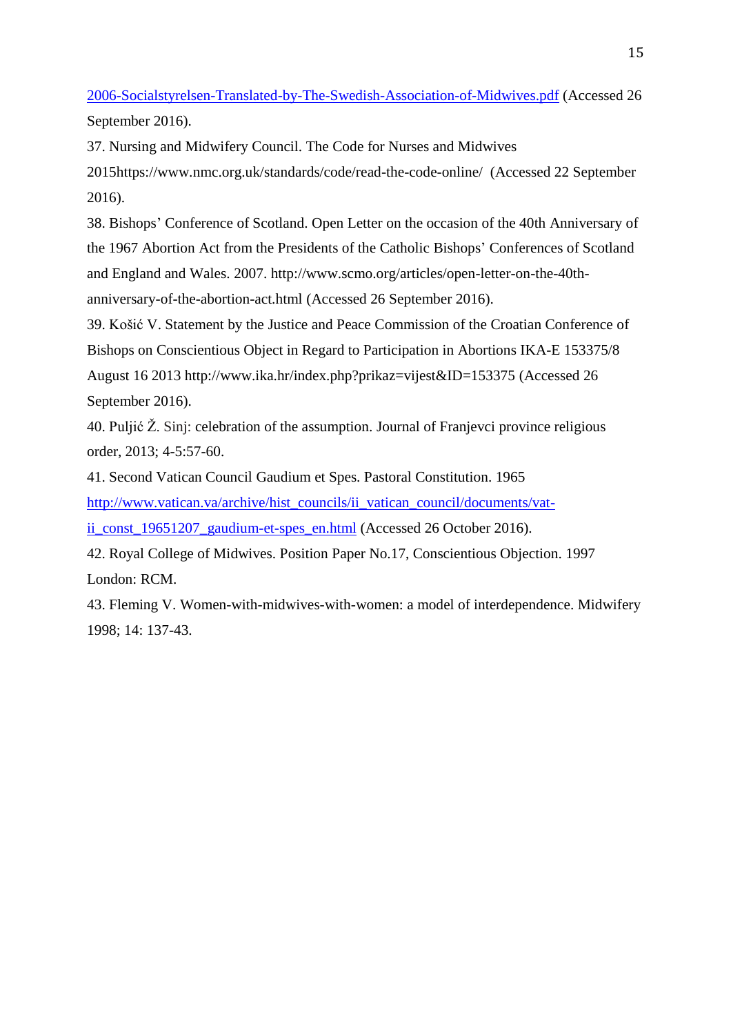2006-Socialstyrelsen-Translated-by-The-Swedish-Association-of-Midwives.pdf (Accessed 26 September 2016).

37. Nursing and Midwifery Council. The Code for Nurses and Midwives 2015https://www.nmc.org.uk/standards/code/read-the-code-online/ (Accessed 22 September 2016).

38. Bishops' Conference of Scotland. Open Letter on the occasion of the 40th Anniversary of the 1967 Abortion Act from the Presidents of the Catholic Bishops' Conferences of Scotland and England and Wales. 2007. http://www.scmo.org/articles/open-letter-on-the-40th-anniversary-of-the-abortion-act.html (Accessed 26 September 2016).

39. Košić V. Statement by the Justice and Peace Commission of the Croatian Conference of Bishops on Conscientious Object in Regard to Participation in Abortions IKA-E 153375/8 August 16 2013 http://www.ika.hr/index.php?prikaz=vijest&ID=153375 (Accessed 26 September 2016).

40. Puljić Ž. Sinj: celebration of the assumption. Journal of Franjevci province religious order, 2013; 4-5:57-60.

41. Second Vatican Council Gaudium et Spes. Pastoral Constitution. 1965 http://www.vatican.va/archive/hist_councils/ii_vatican_council/documents/vat-ii_const_19651207_gaudium-et-spes_en.html (Accessed 26 October 2016).

42. Royal College of Midwives. Position Paper No.17, Conscientious Objection. 1997 London: RCM.

43. Fleming V. Women-with-midwives-with-women: a model of interdependence. Midwifery 1998; 14: 137-43.